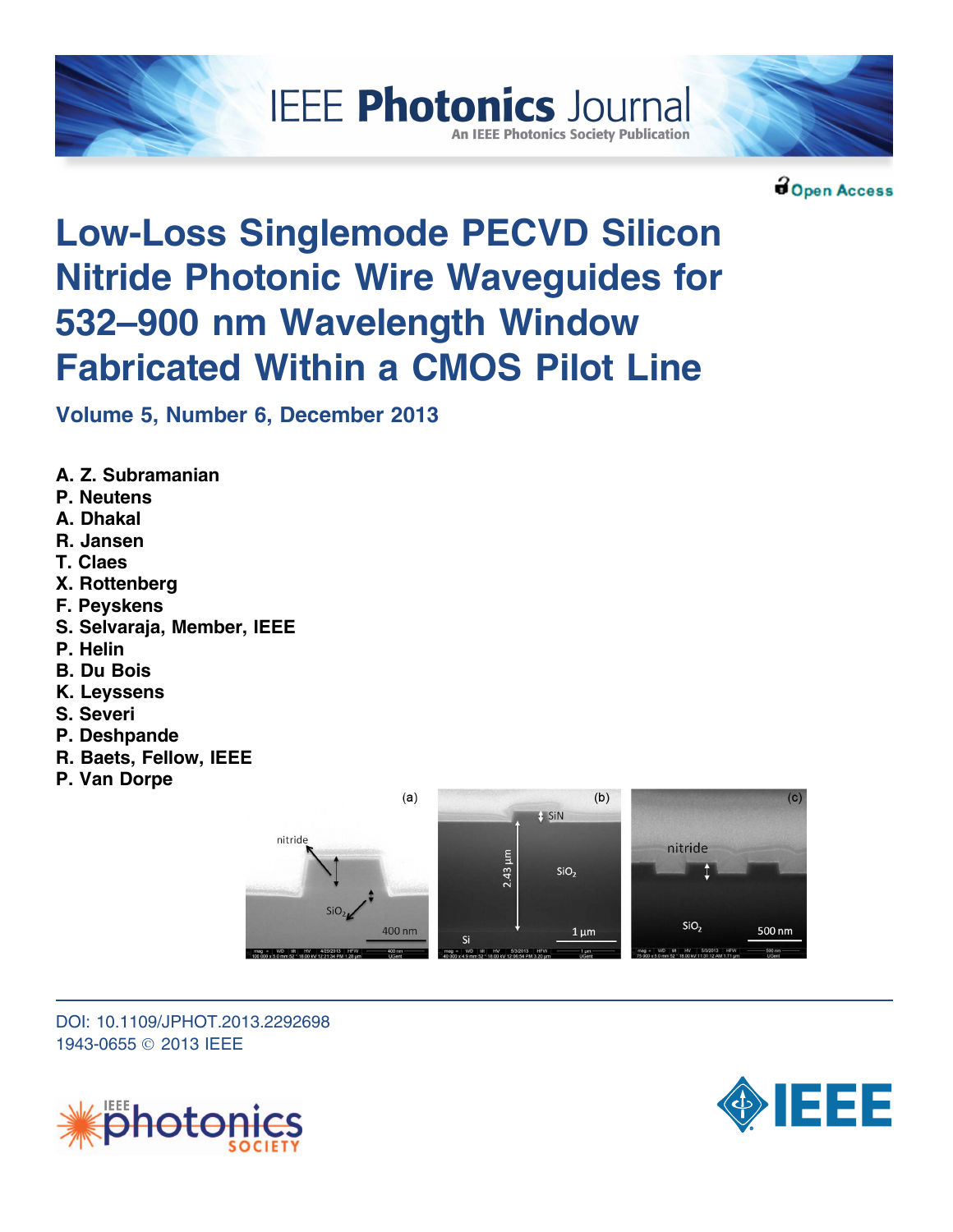IEEE Photonics Journal

An IEEE Photonics Society Publication

Open Access

# Low-Loss Singlemode PECVD Silicon Nitride Photonic Wire Waveguides for 532–900 nm Wavelength Window Fabricated Within a CMOS Pilot Line

**Volume 5, Number 6, December 2013**

**A. Z. Subramanian**
**P. Neutens**
**A. Dhakal**
**R. Jansen**
**T. Claes**
**X. Rottenberg**
**F. Peyskens**
**S. Selvaraja, Member, IEEE**
**P. Helin**
**B. Du Bois**
**K. Leyssens**
**S. Severi**
**P. Deshpande**
**R. Baets, Fellow, IEEE**
**P. Van Dorpe**

DOI: 10.1109/JPHOT.2013.2292698
1943-0655 © 2013 IEEE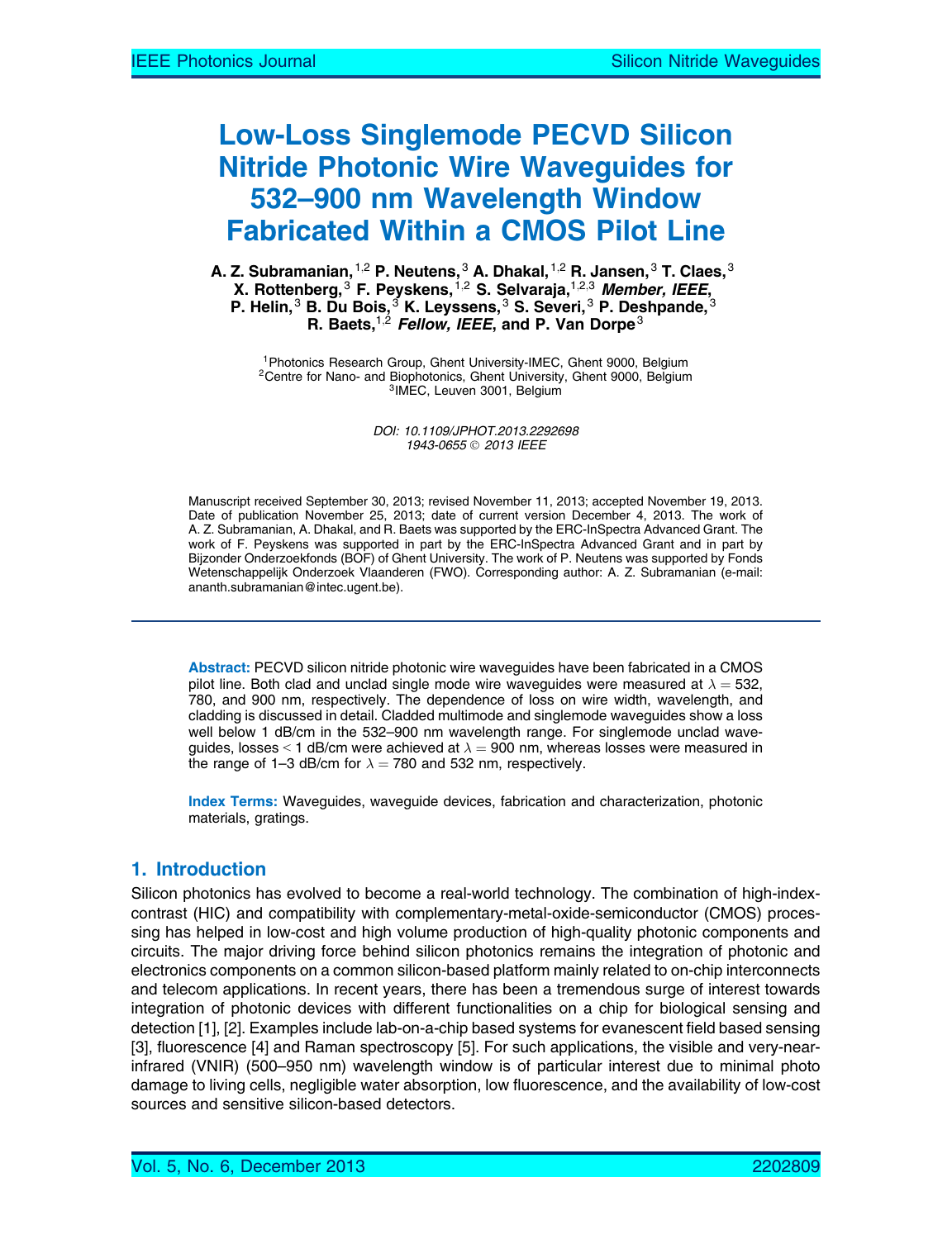# Low-Loss Singlemode PECVD Silicon Nitride Photonic Wire Waveguides for 532–900 nm Wavelength Window Fabricated Within a CMOS Pilot Line

**A. Z. Subramanian,[1,2] P. Neutens,[3] A. Dhakal,[1,2] R. Jansen,[3] T. Claes,[3] X. Rottenberg,[3] F. Peyskens,[1,2] S. Selvaraja,[1,2,3] *Member, IEEE*, P. Helin,[3] B. Du Bois,[3] K. Leyssens,[3] S. Severi,[3] P. Deshpande,[3] R. Baets,[1,2] *Fellow, IEEE*, and P. Van Dorpe[3]**

[1]Photonics Research Group, Ghent University-IMEC, Ghent 9000, Belgium
[2]Centre for Nano- and Biophotonics, Ghent University, Ghent 9000, Belgium
[3]IMEC, Leuven 3001, Belgium

*DOI: 10.1109/JPHOT.2013.2292698*
*1943-0655 © 2013 IEEE*

Manuscript received September 30, 2013; revised November 11, 2013; accepted November 19, 2013. Date of publication November 25, 2013; date of current version December 4, 2013. The work of A. Z. Subramanian, A. Dhakal, and R. Baets was supported by the ERC-InSpectra Advanced Grant. The work of F. Peyskens was supported in part by the ERC-InSpectra Advanced Grant and in part by Bijzonder Onderzoekfonds (BOF) of Ghent University. The work of P. Neutens was supported by Fonds Wetenschappelijk Onderzoek Vlaanderen (FWO). Corresponding author: A. Z. Subramanian (e-mail: ananth.subramanian@intec.ugent.be).

**Abstract:** PECVD silicon nitride photonic wire waveguides have been fabricated in a CMOS pilot line. Both clad and unclad single mode wire waveguides were measured at $\lambda = 532$, 780, and 900 nm, respectively. The dependence of loss on wire width, wavelength, and cladding is discussed in detail. Cladded multimode and singlemode waveguides show a loss well below 1 dB/cm in the 532–900 nm wavelength range. For singlemode unclad waveguides, losses < 1 dB/cm were achieved at $\lambda = 900$ nm, whereas losses were measured in the range of 1–3 dB/cm for $\lambda = 780$ and 532 nm, respectively.

**Index Terms:** Waveguides, waveguide devices, fabrication and characterization, photonic materials, gratings.

## 1. Introduction

Silicon photonics has evolved to become a real-world technology. The combination of high-index-contrast (HIC) and compatibility with complementary-metal-oxide-semiconductor (CMOS) processing has helped in low-cost and high volume production of high-quality photonic components and circuits. The major driving force behind silicon photonics remains the integration of photonic and electronics components on a common silicon-based platform mainly related to on-chip interconnects and telecom applications. In recent years, there has been a tremendous surge of interest towards integration of photonic devices with different functionalities on a chip for biological sensing and detection [1], [2]. Examples include lab-on-a-chip based systems for evanescent field based sensing [3], fluorescence [4] and Raman spectroscopy [5]. For such applications, the visible and very-near-infrared (VNIR) (500–950 nm) wavelength window is of particular interest due to minimal photo damage to living cells, negligible water absorption, low fluorescence, and the availability of low-cost sources and sensitive silicon-based detectors.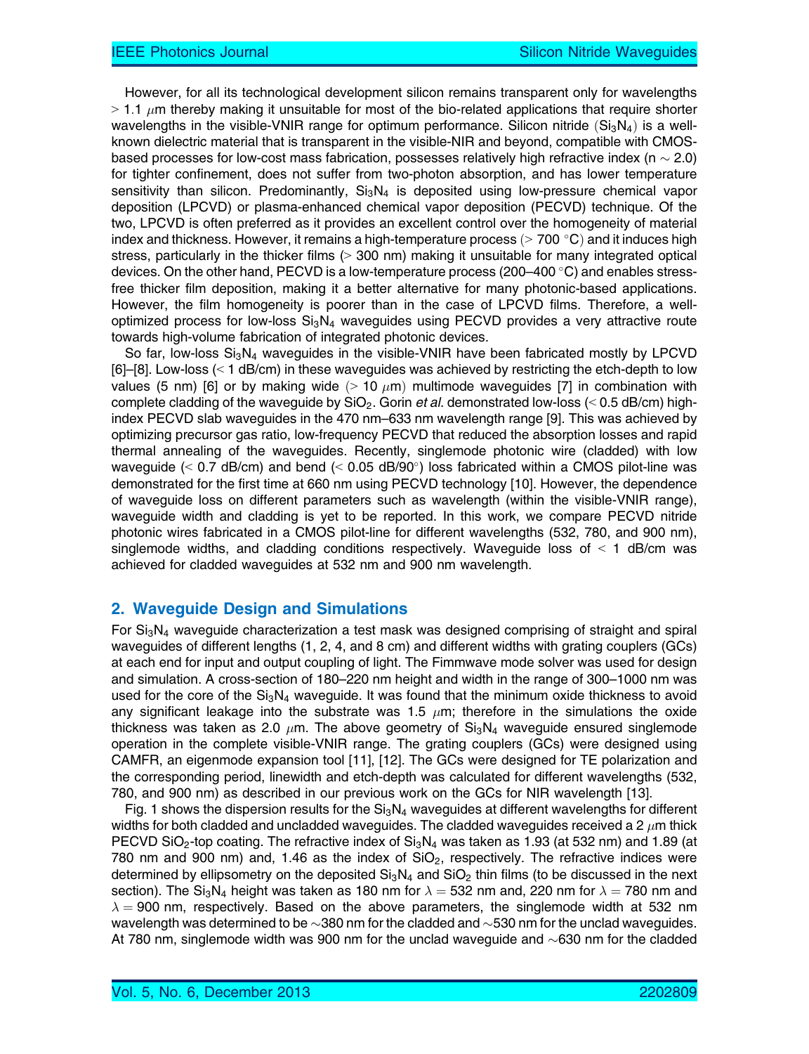However, for all its technological development silicon remains transparent only for wavelengths $> 1.1\ \mu$m thereby making it unsuitable for most of the bio-related applications that require shorter wavelengths in the visible-VNIR range for optimum performance. Silicon nitride ($Si_3N_4$) is a well-known dielectric material that is transparent in the visible-NIR and beyond, compatible with CMOS-based processes for low-cost mass fabrication, possesses relatively high refractive index (n $\sim$ 2.0) for tighter confinement, does not suffer from two-photon absorption, and has lower temperature sensitivity than silicon. Predominantly, $Si_3N_4$ is deposited using low-pressure chemical vapor deposition (LPCVD) or plasma-enhanced chemical vapor deposition (PECVD) technique. Of the two, LPCVD is often preferred as it provides an excellent control over the homogeneity of material index and thickness. However, it remains a high-temperature process ($> 700\ ^\circ$C) and it induces high stress, particularly in the thicker films ($>$ 300 nm) making it unsuitable for many integrated optical devices. On the other hand, PECVD is a low-temperature process (200–400 $^\circ$C) and enables stress-free thicker film deposition, making it a better alternative for many photonic-based applications. However, the film homogeneity is poorer than in the case of LPCVD films. Therefore, a well-optimized process for low-loss $Si_3N_4$ waveguides using PECVD provides a very attractive route towards high-volume fabrication of integrated photonic devices.

So far, low-loss $Si_3N_4$ waveguides in the visible-VNIR have been fabricated mostly by LPCVD [6]–[8]. Low-loss ($<$ 1 dB/cm) in these waveguides was achieved by restricting the etch-depth to low values (5 nm) [6] or by making wide ($> 10\ \mu$m) multimode waveguides [7] in combination with complete cladding of the waveguide by $SiO_2$. Gorin *et al.* demonstrated low-loss ($<$ 0.5 dB/cm) high-index PECVD slab waveguides in the 470 nm–633 nm wavelength range [9]. This was achieved by optimizing precursor gas ratio, low-frequency PECVD that reduced the absorption losses and rapid thermal annealing of the waveguides. Recently, singlemode photonic wire (cladded) with low waveguide ($<$ 0.7 dB/cm) and bend ($<$ 0.05 dB/90$^\circ$) loss fabricated within a CMOS pilot-line was demonstrated for the first time at 660 nm using PECVD technology [10]. However, the dependence of waveguide loss on different parameters such as wavelength (within the visible-VNIR range), waveguide width and cladding is yet to be reported. In this work, we compare PECVD nitride photonic wires fabricated in a CMOS pilot-line for different wavelengths (532, 780, and 900 nm), singlemode widths, and cladding conditions respectively. Waveguide loss of $<$ 1 dB/cm was achieved for cladded waveguides at 532 nm and 900 nm wavelength.

## 2. Waveguide Design and Simulations

For $Si_3N_4$ waveguide characterization a test mask was designed comprising of straight and spiral waveguides of different lengths (1, 2, 4, and 8 cm) and different widths with grating couplers (GCs) at each end for input and output coupling of light. The Fimmwave mode solver was used for design and simulation. A cross-section of 180–220 nm height and width in the range of 300–1000 nm was used for the core of the $Si_3N_4$ waveguide. It was found that the minimum oxide thickness to avoid any significant leakage into the substrate was 1.5 $\mu$m; therefore in the simulations the oxide thickness was taken as 2.0 $\mu$m. The above geometry of $Si_3N_4$ waveguide ensured singlemode operation in the complete visible-VNIR range. The grating couplers (GCs) were designed using CAMFR, an eigenmode expansion tool [11], [12]. The GCs were designed for TE polarization and the corresponding period, linewidth and etch-depth was calculated for different wavelengths (532, 780, and 900 nm) as described in our previous work on the GCs for NIR wavelength [13].

Fig. 1 shows the dispersion results for the $Si_3N_4$ waveguides at different wavelengths for different widths for both cladded and uncladded waveguides. The cladded waveguides received a 2 $\mu$m thick PECVD $SiO_2$-top coating. The refractive index of $Si_3N_4$ was taken as 1.93 (at 532 nm) and 1.89 (at 780 nm and 900 nm) and, 1.46 as the index of $SiO_2$, respectively. The refractive indices were determined by ellipsometry on the deposited $Si_3N_4$ and $SiO_2$ thin films (to be discussed in the next section). The $Si_3N_4$ height was taken as 180 nm for $\lambda = 532$ nm and, 220 nm for $\lambda = 780$ nm and $\lambda = 900$ nm, respectively. Based on the above parameters, the singlemode width at 532 nm wavelength was determined to be $\sim$380 nm for the cladded and $\sim$530 nm for the unclad waveguides. At 780 nm, singlemode width was 900 nm for the unclad waveguide and $\sim$630 nm for the cladded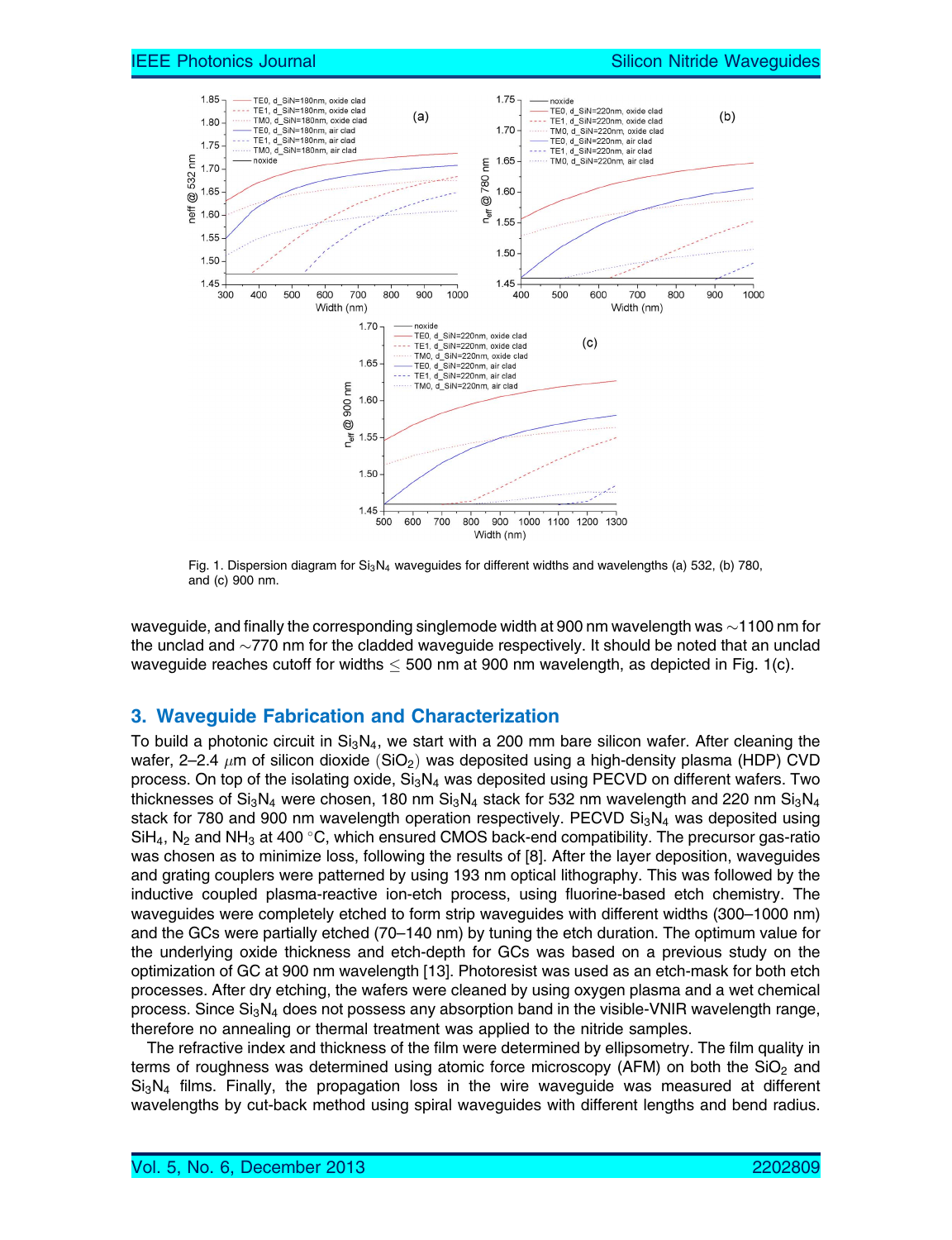Fig. 1. Dispersion diagram for $Si_3N_4$ waveguides for different widths and wavelengths (a) 532, (b) 780, and (c) 900 nm.

waveguide, and finally the corresponding singlemode width at 900 nm wavelength was ~1100 nm for the unclad and ~770 nm for the cladded waveguide respectively. It should be noted that an unclad waveguide reaches cutoff for widths $\leq$ 500 nm at 900 nm wavelength, as depicted in Fig. 1(c).

## 3. Waveguide Fabrication and Characterization

To build a photonic circuit in $Si_3N_4$, we start with a 200 mm bare silicon wafer. After cleaning the wafer, 2–2.4 $\mu$m of silicon dioxide ($SiO_2$) was deposited using a high-density plasma (HDP) CVD process. On top of the isolating oxide, $Si_3N_4$ was deposited using PECVD on different wafers. Two thicknesses of $Si_3N_4$ were chosen, 180 nm $Si_3N_4$ stack for 532 nm wavelength and 220 nm $Si_3N_4$ stack for 780 and 900 nm wavelength operation respectively. PECVD $Si_3N_4$ was deposited using $SiH_4$, $N_2$ and $NH_3$ at 400 °C, which ensured CMOS back-end compatibility. The precursor gas-ratio was chosen as to minimize loss, following the results of [8]. After the layer deposition, waveguides and grating couplers were patterned by using 193 nm optical lithography. This was followed by the inductive coupled plasma-reactive ion-etch process, using fluorine-based etch chemistry. The waveguides were completely etched to form strip waveguides with different widths (300–1000 nm) and the GCs were partially etched (70–140 nm) by tuning the etch duration. The optimum value for the underlying oxide thickness and etch-depth for GCs was based on a previous study on the optimization of GC at 900 nm wavelength [13]. Photoresist was used as an etch-mask for both etch processes. After dry etching, the wafers were cleaned by using oxygen plasma and a wet chemical process. Since $Si_3N_4$ does not possess any absorption band in the visible-VNIR wavelength range, therefore no annealing or thermal treatment was applied to the nitride samples.

The refractive index and thickness of the film were determined by ellipsometry. The film quality in terms of roughness was determined using atomic force microscopy (AFM) on both the $SiO_2$ and $Si_3N_4$ films. Finally, the propagation loss in the wire waveguide was measured at different wavelengths by cut-back method using spiral waveguides with different lengths and bend radius.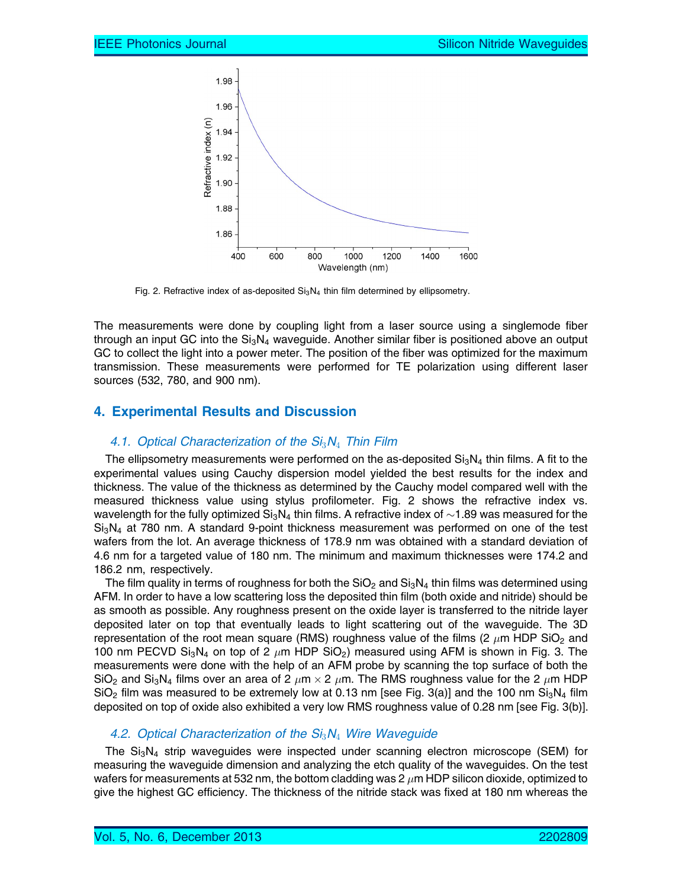Fig. 2. Refractive index of as-deposited $Si_3N_4$ thin film determined by ellipsometry.

The measurements were done by coupling light from a laser source using a singlemode fiber through an input GC into the $Si_3N_4$ waveguide. Another similar fiber is positioned above an output GC to collect the light into a power meter. The position of the fiber was optimized for the maximum transmission. These measurements were performed for TE polarization using different laser sources (532, 780, and 900 nm).

## 4. Experimental Results and Discussion

### 4.1. Optical Characterization of the $Si_3N_4$ Thin Film

The ellipsometry measurements were performed on the as-deposited $Si_3N_4$ thin films. A fit to the experimental values using Cauchy dispersion model yielded the best results for the index and thickness. The value of the thickness as determined by the Cauchy model compared well with the measured thickness value using stylus profilometer. Fig. 2 shows the refractive index vs. wavelength for the fully optimized $Si_3N_4$ thin films. A refractive index of ~1.89 was measured for the $Si_3N_4$ at 780 nm. A standard 9-point thickness measurement was performed on one of the test wafers from the lot. An average thickness of 178.9 nm was obtained with a standard deviation of 4.6 nm for a targeted value of 180 nm. The minimum and maximum thicknesses were 174.2 and 186.2 nm, respectively.

The film quality in terms of roughness for both the $SiO_2$ and $Si_3N_4$ thin films was determined using AFM. In order to have a low scattering loss the deposited thin film (both oxide and nitride) should be as smooth as possible. Any roughness present on the oxide layer is transferred to the nitride layer deposited later on top that eventually leads to light scattering out of the waveguide. The 3D representation of the root mean square (RMS) roughness value of the films (2 $\mu$m HDP $SiO_2$ and 100 nm PECVD $Si_3N_4$ on top of 2 $\mu$m HDP $SiO_2$) measured using AFM is shown in Fig. 3. The measurements were done with the help of an AFM probe by scanning the top surface of both the $SiO_2$ and $Si_3N_4$ films over an area of 2 $\mu$m $\times$ 2 $\mu$m. The RMS roughness value for the 2 $\mu$m HDP $SiO_2$ film was measured to be extremely low at 0.13 nm [see Fig. 3(a)] and the 100 nm $Si_3N_4$ film deposited on top of oxide also exhibited a very low RMS roughness value of 0.28 nm [see Fig. 3(b)].

### 4.2. Optical Characterization of the $Si_3N_4$ Wire Waveguide

The $Si_3N_4$ strip waveguides were inspected under scanning electron microscope (SEM) for measuring the waveguide dimension and analyzing the etch quality of the waveguides. On the test wafers for measurements at 532 nm, the bottom cladding was 2 $\mu$m HDP silicon dioxide, optimized to give the highest GC efficiency. The thickness of the nitride stack was fixed at 180 nm whereas the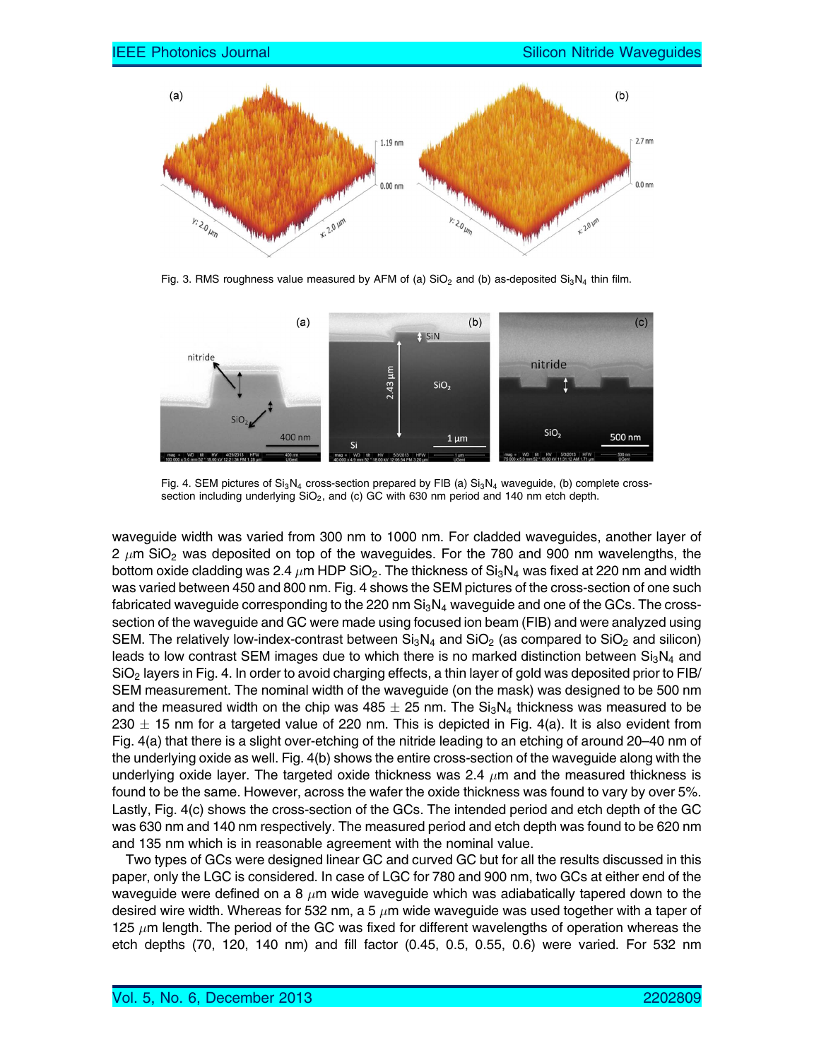Fig. 3. RMS roughness value measured by AFM of (a) $SiO_2$ and (b) as-deposited $Si_3N_4$ thin film.

Fig. 4. SEM pictures of $Si_3N_4$ cross-section prepared by FIB (a) $Si_3N_4$ waveguide, (b) complete cross-section including underlying $SiO_2$, and (c) GC with 630 nm period and 140 nm etch depth.

waveguide width was varied from 300 nm to 1000 nm. For cladded waveguides, another layer of 2 $\mu$m $SiO_2$ was deposited on top of the waveguides. For the 780 and 900 nm wavelengths, the bottom oxide cladding was 2.4 $\mu$m HDP $SiO_2$. The thickness of $Si_3N_4$ was fixed at 220 nm and width was varied between 450 and 800 nm. Fig. 4 shows the SEM pictures of the cross-section of one such fabricated waveguide corresponding to the 220 nm $Si_3N_4$ waveguide and one of the GCs. The cross-section of the waveguide and GC were made using focused ion beam (FIB) and were analyzed using SEM. The relatively low-index-contrast between $Si_3N_4$ and $SiO_2$ (as compared to $SiO_2$ and silicon) leads to low contrast SEM images due to which there is no marked distinction between $Si_3N_4$ and $SiO_2$ layers in Fig. 4. In order to avoid charging effects, a thin layer of gold was deposited prior to FIB/SEM measurement. The nominal width of the waveguide (on the mask) was designed to be 500 nm and the measured width on the chip was 485 $\pm$ 25 nm. The $Si_3N_4$ thickness was measured to be 230 $\pm$ 15 nm for a targeted value of 220 nm. This is depicted in Fig. 4(a). It is also evident from Fig. 4(a) that there is a slight over-etching of the nitride leading to an etching of around 20–40 nm of the underlying oxide as well. Fig. 4(b) shows the entire cross-section of the waveguide along with the underlying oxide layer. The targeted oxide thickness was 2.4 $\mu$m and the measured thickness is found to be the same. However, across the wafer the oxide thickness was found to vary by over 5%. Lastly, Fig. 4(c) shows the cross-section of the GCs. The intended period and etch depth of the GC was 630 nm and 140 nm respectively. The measured period and etch depth was found to be 620 nm and 135 nm which is in reasonable agreement with the nominal value.

Two types of GCs were designed linear GC and curved GC but for all the results discussed in this paper, only the LGC is considered. In case of LGC for 780 and 900 nm, two GCs at either end of the waveguide were defined on a 8 $\mu$m wide waveguide which was adiabatically tapered down to the desired wire width. Whereas for 532 nm, a 5 $\mu$m wide waveguide was used together with a taper of 125 $\mu$m length. The period of the GC was fixed for different wavelengths of operation whereas the etch depths (70, 120, 140 nm) and fill factor (0.45, 0.5, 0.55, 0.6) were varied. For 532 nm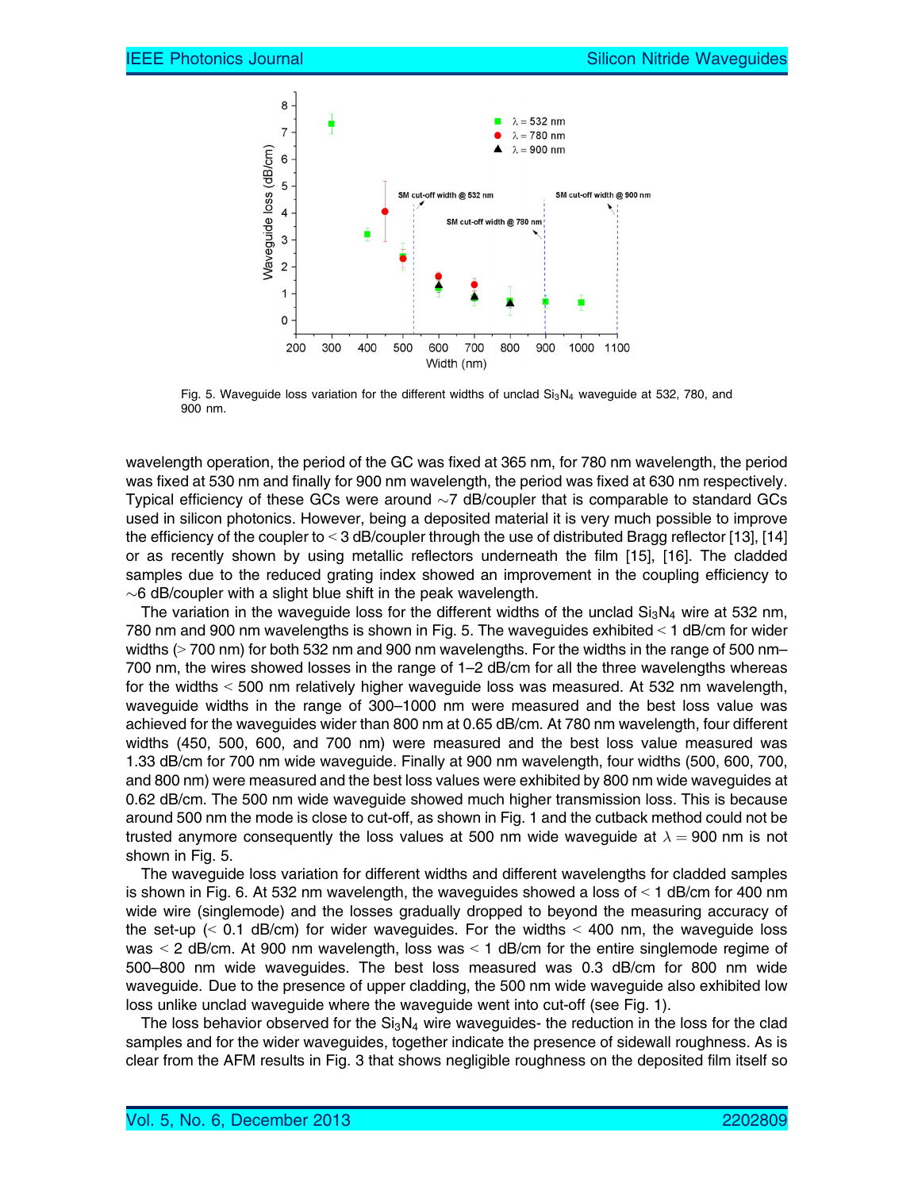Fig. 5. Waveguide loss variation for the different widths of unclad $Si_3N_4$ waveguide at 532, 780, and 900 nm.

wavelength operation, the period of the GC was fixed at 365 nm, for 780 nm wavelength, the period was fixed at 530 nm and finally for 900 nm wavelength, the period was fixed at 630 nm respectively. Typical efficiency of these GCs were around $\sim$7 dB/coupler that is comparable to standard GCs used in silicon photonics. However, being a deposited material it is very much possible to improve the efficiency of the coupler to $<$ 3 dB/coupler through the use of distributed Bragg reflector [13], [14] or as recently shown by using metallic reflectors underneath the film [15], [16]. The cladded samples due to the reduced grating index showed an improvement in the coupling efficiency to $\sim$6 dB/coupler with a slight blue shift in the peak wavelength.

The variation in the waveguide loss for the different widths of the unclad $Si_3N_4$ wire at 532 nm, 780 nm and 900 nm wavelengths is shown in Fig. 5. The waveguides exhibited $<$ 1 dB/cm for wider widths ($>$ 700 nm) for both 532 nm and 900 nm wavelengths. For the widths in the range of 500 nm–700 nm, the wires showed losses in the range of 1–2 dB/cm for all the three wavelengths whereas for the widths $<$ 500 nm relatively higher waveguide loss was measured. At 532 nm wavelength, waveguide widths in the range of 300–1000 nm were measured and the best loss value was achieved for the waveguides wider than 800 nm at 0.65 dB/cm. At 780 nm wavelength, four different widths (450, 500, 600, and 700 nm) were measured and the best loss value measured was 1.33 dB/cm for 700 nm wide waveguide. Finally at 900 nm wavelength, four widths (500, 600, 700, and 800 nm) were measured and the best loss values were exhibited by 800 nm wide waveguides at 0.62 dB/cm. The 500 nm wide waveguide showed much higher transmission loss. This is because around 500 nm the mode is close to cut-off, as shown in Fig. 1 and the cutback method could not be trusted anymore consequently the loss values at 500 nm wide waveguide at $\lambda = 900$ nm is not shown in Fig. 5.

The waveguide loss variation for different widths and different wavelengths for cladded samples is shown in Fig. 6. At 532 nm wavelength, the waveguides showed a loss of $<$ 1 dB/cm for 400 nm wide wire (singlemode) and the losses gradually dropped to beyond the measuring accuracy of the set-up ($<$ 0.1 dB/cm) for wider waveguides. For the widths $<$ 400 nm, the waveguide loss was $<$ 2 dB/cm. At 900 nm wavelength, loss was $<$ 1 dB/cm for the entire singlemode regime of 500–800 nm wide waveguides. The best loss measured was 0.3 dB/cm for 800 nm wide waveguide. Due to the presence of upper cladding, the 500 nm wide waveguide also exhibited low loss unlike unclad waveguide where the waveguide went into cut-off (see Fig. 1).

The loss behavior observed for the $Si_3N_4$ wire waveguides- the reduction in the loss for the clad samples and for the wider waveguides, together indicate the presence of sidewall roughness. As is clear from the AFM results in Fig. 3 that shows negligible roughness on the deposited film itself so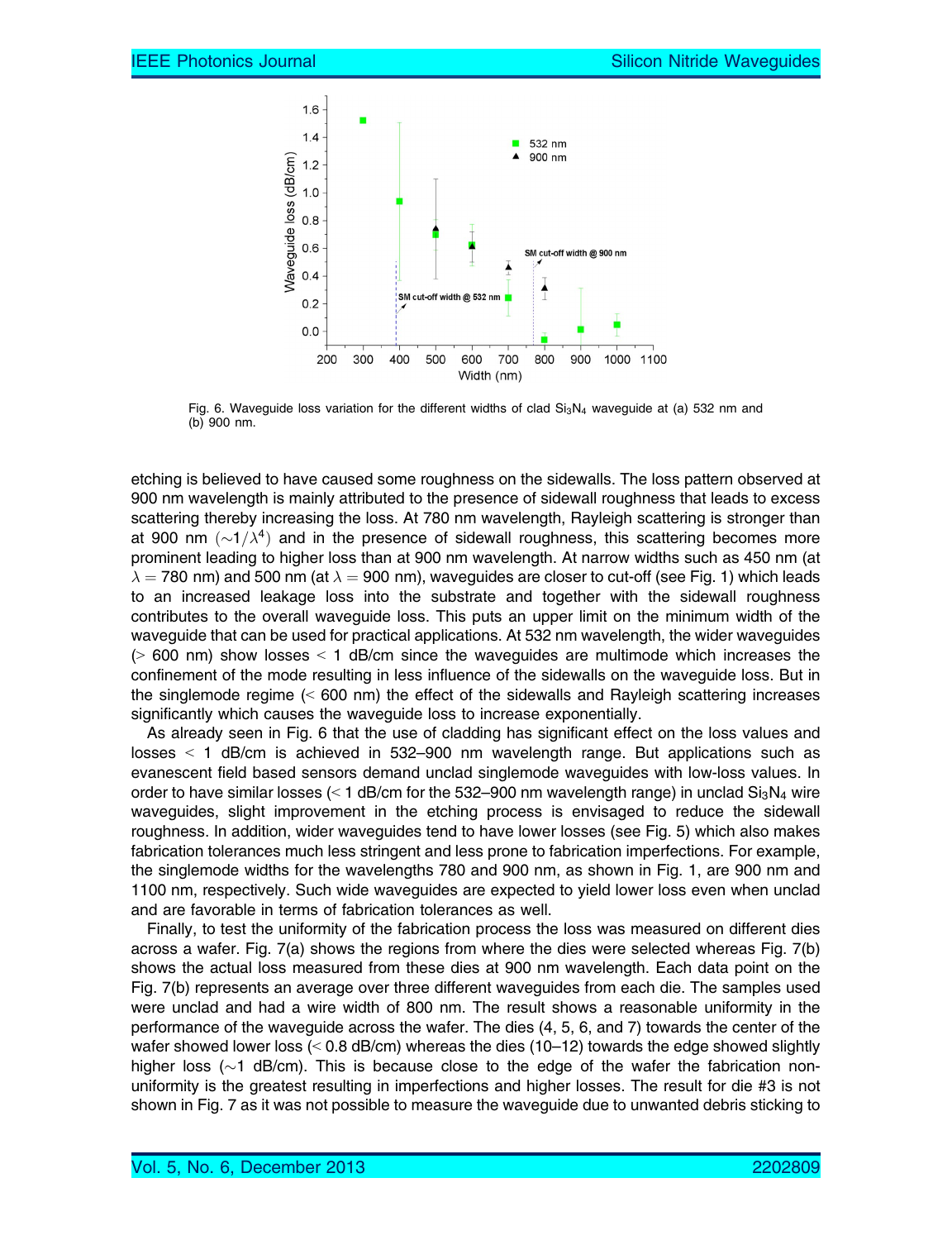Fig. 6. Waveguide loss variation for the different widths of clad $Si_3N_4$ waveguide at (a) 532 nm and (b) 900 nm.

etching is believed to have caused some roughness on the sidewalls. The loss pattern observed at 900 nm wavelength is mainly attributed to the presence of sidewall roughness that leads to excess scattering thereby increasing the loss. At 780 nm wavelength, Rayleigh scattering is stronger than at 900 nm $(\sim 1/\lambda^4)$ and in the presence of sidewall roughness, this scattering becomes more prominent leading to higher loss than at 900 nm wavelength. At narrow widths such as 450 nm (at $\lambda = 780$ nm) and 500 nm (at $\lambda = 900$ nm), waveguides are closer to cut-off (see Fig. 1) which leads to an increased leakage loss into the substrate and together with the sidewall roughness contributes to the overall waveguide loss. This puts an upper limit on the minimum width of the waveguide that can be used for practical applications. At 532 nm wavelength, the wider waveguides ($>$ 600 nm) show losses $<$ 1 dB/cm since the waveguides are multimode which increases the confinement of the mode resulting in less influence of the sidewalls on the waveguide loss. But in the singlemode regime ($<$ 600 nm) the effect of the sidewalls and Rayleigh scattering increases significantly which causes the waveguide loss to increase exponentially.

As already seen in Fig. 6 that the use of cladding has significant effect on the loss values and losses $<$ 1 dB/cm is achieved in 532–900 nm wavelength range. But applications such as evanescent field based sensors demand unclad singlemode waveguides with low-loss values. In order to have similar losses ($<$ 1 dB/cm for the 532–900 nm wavelength range) in unclad $Si_3N_4$ wire waveguides, slight improvement in the etching process is envisaged to reduce the sidewall roughness. In addition, wider waveguides tend to have lower losses (see Fig. 5) which also makes fabrication tolerances much less stringent and less prone to fabrication imperfections. For example, the singlemode widths for the wavelengths 780 and 900 nm, as shown in Fig. 1, are 900 nm and 1100 nm, respectively. Such wide waveguides are expected to yield lower loss even when unclad and are favorable in terms of fabrication tolerances as well.

Finally, to test the uniformity of the fabrication process the loss was measured on different dies across a wafer. Fig. 7(a) shows the regions from where the dies were selected whereas Fig. 7(b) shows the actual loss measured from these dies at 900 nm wavelength. Each data point on the Fig. 7(b) represents an average over three different waveguides from each die. The samples used were unclad and had a wire width of 800 nm. The result shows a reasonable uniformity in the performance of the waveguide across the wafer. The dies (4, 5, 6, and 7) towards the center of the wafer showed lower loss ($<$ 0.8 dB/cm) whereas the dies (10–12) towards the edge showed slightly higher loss ($\sim$1 dB/cm). This is because close to the edge of the wafer the fabrication non-uniformity is the greatest resulting in imperfections and higher losses. The result for die #3 is not shown in Fig. 7 as it was not possible to measure the waveguide due to unwanted debris sticking to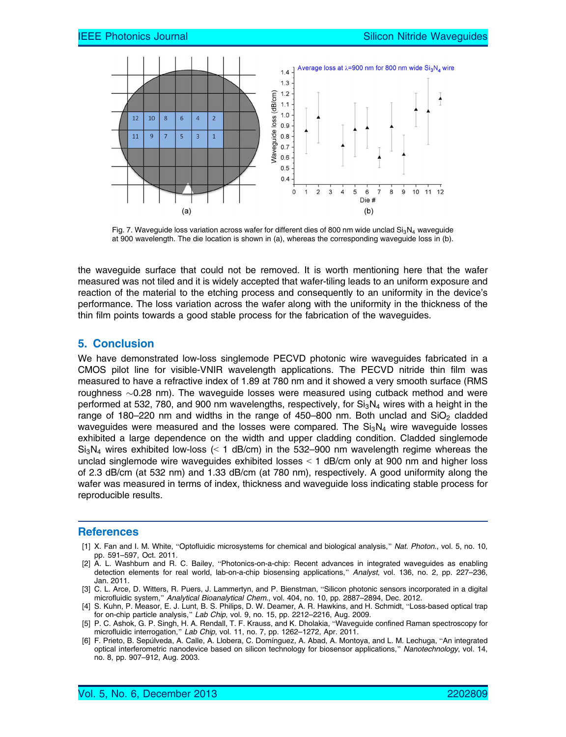Fig. 7. Waveguide loss variation across wafer for different dies of 800 nm wide unclad $Si_3N_4$ waveguide at 900 wavelength. The die location is shown in (a), whereas the corresponding waveguide loss in (b).

the waveguide surface that could not be removed. It is worth mentioning here that the wafer measured was not tiled and it is widely accepted that wafer-tiling leads to an uniform exposure and reaction of the material to the etching process and consequently to an uniformity in the device's performance. The loss variation across the wafer along with the uniformity in the thickness of the thin film points towards a good stable process for the fabrication of the waveguides.

## 5. Conclusion

We have demonstrated low-loss singlemode PECVD photonic wire waveguides fabricated in a CMOS pilot line for visible-VNIR wavelength applications. The PECVD nitride thin film was measured to have a refractive index of 1.89 at 780 nm and it showed a very smooth surface (RMS roughness ~0.28 nm). The waveguide losses were measured using cutback method and were performed at 532, 780, and 900 nm wavelengths, respectively, for $Si_3N_4$ wires with a height in the range of 180–220 nm and widths in the range of 450–800 nm. Both unclad and $SiO_2$ cladded waveguides were measured and the losses were compared. The $Si_3N_4$ wire waveguide losses exhibited a large dependence on the width and upper cladding condition. Cladded singlemode $Si_3N_4$ wires exhibited low-loss (< 1 dB/cm) in the 532–900 nm wavelength regime whereas the unclad singlemode wire waveguides exhibited losses < 1 dB/cm only at 900 nm and higher loss of 2.3 dB/cm (at 532 nm) and 1.33 dB/cm (at 780 nm), respectively. A good uniformity along the wafer was measured in terms of index, thickness and waveguide loss indicating stable process for reproducible results.

## References

[1] X. Fan and I. M. White, "Optofluidic microsystems for chemical and biological analysis," *Nat. Photon.*, vol. 5, no. 10, pp. 591–597, Oct. 2011.

[2] A. L. Washburn and R. C. Bailey, "Photonics-on-a-chip: Recent advances in integrated waveguides as enabling detection elements for real world, lab-on-a-chip biosensing applications," *Analyst*, vol. 136, no. 2, pp. 227–236, Jan. 2011.

[3] C. L. Arce, D. Witters, R. Puers, J. Lammertyn, and P. Bienstman, "Silicon photonic sensors incorporated in a digital microfluidic system," *Analytical Bioanalytical Chem.*, vol. 404, no. 10, pp. 2887–2894, Dec. 2012.

[4] S. Kuhn, P. Measor, E. J. Lunt, B. S. Philips, D. W. Deamer, A. R. Hawkins, and H. Schmidt, "Loss-based optical trap for on-chip particle analysis," *Lab Chip*, vol. 9, no. 15, pp. 2212–2216, Aug. 2009.

[5] P. C. Ashok, G. P. Singh, H. A. Rendall, T. F. Krauss, and K. Dholakia, "Waveguide confined Raman spectroscopy for microfluidic interrogation," *Lab Chip*, vol. 11, no. 7, pp. 1262–1272, Apr. 2011.

[6] F. Prieto, B. Sepúlveda, A. Calle, A. Llobera, C. Domínguez, A. Abad, A. Montoya, and L. M. Lechuga, "An integrated optical interferometric nanodevice based on silicon technology for biosensor applications," *Nanotechnology*, vol. 14, no. 8, pp. 907–912, Aug. 2003.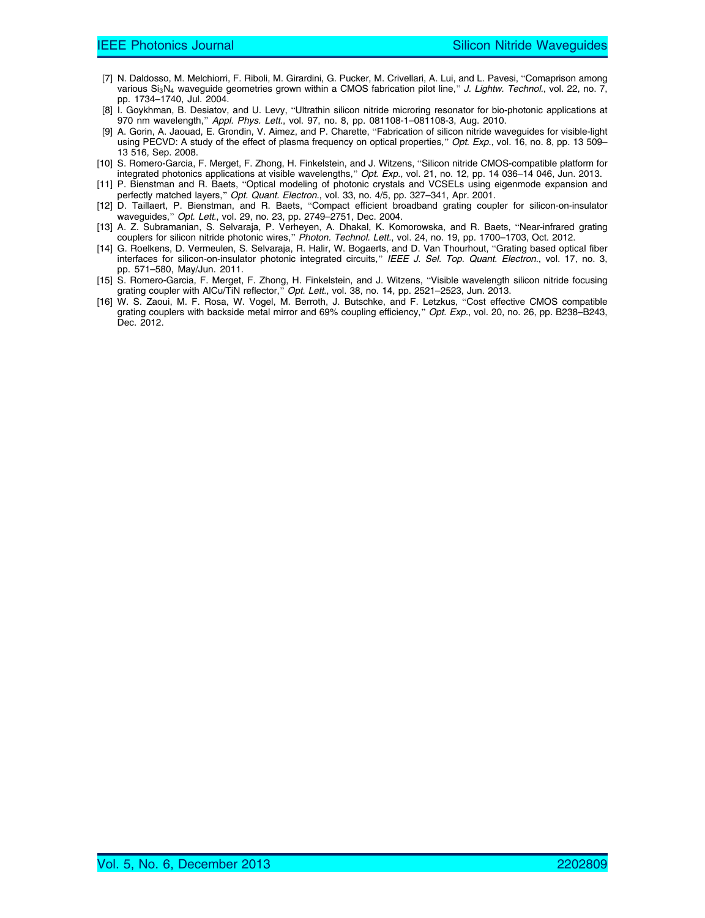[7] N. Daldosso, M. Melchiorri, F. Riboli, M. Girardini, G. Pucker, M. Crivellari, A. Lui, and L. Pavesi, "Comaprison among various $Si_3N_4$ waveguide geometries grown within a CMOS fabrication pilot line," *J. Lightw. Technol.*, vol. 22, no. 7, pp. 1734–1740, Jul. 2004.

[8] I. Goykhman, B. Desiatov, and U. Levy, "Ultrathin silicon nitride microring resonator for bio-photonic applications at 970 nm wavelength," *Appl. Phys. Lett.*, vol. 97, no. 8, pp. 081108-1–081108-3, Aug. 2010.

[9] A. Gorin, A. Jaouad, E. Grondin, V. Aimez, and P. Charette, "Fabrication of silicon nitride waveguides for visible-light using PECVD: A study of the effect of plasma frequency on optical properties," *Opt. Exp.*, vol. 16, no. 8, pp. 13 509–13 516, Sep. 2008.

[10] S. Romero-Garcia, F. Merget, F. Zhong, H. Finkelstein, and J. Witzens, "Silicon nitride CMOS-compatible platform for integrated photonics applications at visible wavelengths," *Opt. Exp.*, vol. 21, no. 12, pp. 14 036–14 046, Jun. 2013.

[11] P. Bienstman and R. Baets, "Optical modeling of photonic crystals and VCSELs using eigenmode expansion and perfectly matched layers," *Opt. Quant. Electron.*, vol. 33, no. 4/5, pp. 327–341, Apr. 2001.

[12] D. Taillaert, P. Bienstman, and R. Baets, "Compact efficient broadband grating coupler for silicon-on-insulator waveguides," *Opt. Lett.*, vol. 29, no. 23, pp. 2749–2751, Dec. 2004.

[13] A. Z. Subramanian, S. Selvaraja, P. Verheyen, A. Dhakal, K. Komorowska, and R. Baets, "Near-infrared grating couplers for silicon nitride photonic wires," *Photon. Technol. Lett.*, vol. 24, no. 19, pp. 1700–1703, Oct. 2012.

[14] G. Roelkens, D. Vermeulen, S. Selvaraja, R. Halir, W. Bogaerts, and D. Van Thourhout, "Grating based optical fiber interfaces for silicon-on-insulator photonic integrated circuits," *IEEE J. Sel. Top. Quant. Electron.*, vol. 17, no. 3, pp. 571–580, May/Jun. 2011.

[15] S. Romero-Garcia, F. Merget, F. Zhong, H. Finkelstein, and J. Witzens, "Visible wavelength silicon nitride focusing grating coupler with AlCu/TiN reflector," *Opt. Lett.*, vol. 38, no. 14, pp. 2521–2523, Jun. 2013.

[16] W. S. Zaoui, M. F. Rosa, W. Vogel, M. Berroth, J. Butschke, and F. Letzkus, "Cost effective CMOS compatible grating couplers with backside metal mirror and 69% coupling efficiency," *Opt. Exp.*, vol. 20, no. 26, pp. B238–B243, Dec. 2012.